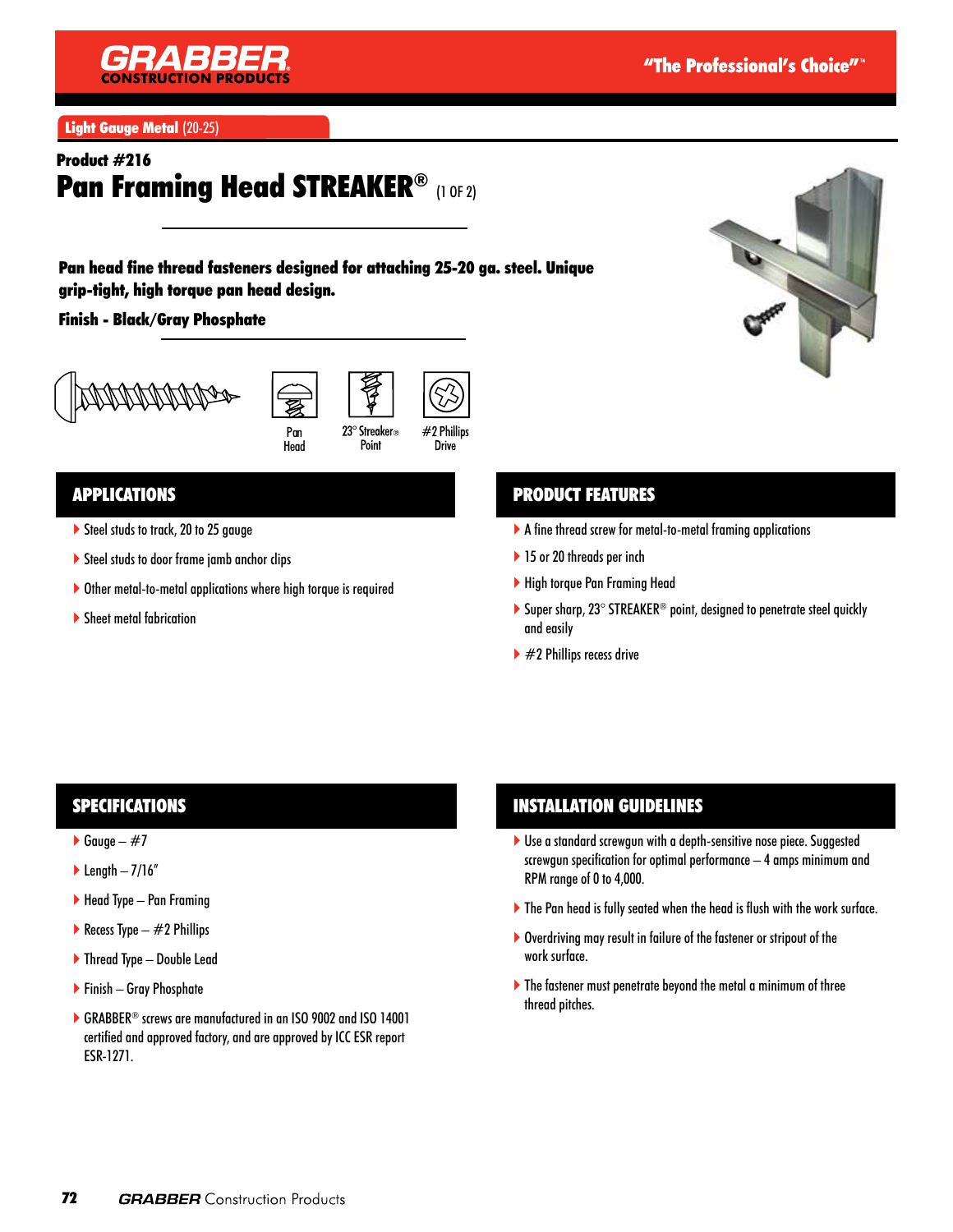GRABBER CONSTRUCTION PRODUCTS

"The Professional's Choice"™

**Light Gauge Metal** (20-25)

**Product #216**

# Pan Framing Head STREAKER® (1 OF 2)

**Pan head fine thread fasteners designed for attaching 25-20 ga. steel. Unique grip-tight, high torque pan head design.**

**Finish - Black/Gray Phosphate**

Pan Head | 23° Streaker® Point | #2 Phillips Drive

## APPLICATIONS

- Steel studs to track, 20 to 25 gauge
- Steel studs to door frame jamb anchor clips
- Other metal-to-metal applications where high torque is required
- Sheet metal fabrication

## PRODUCT FEATURES

- A fine thread screw for metal-to-metal framing applications
- 15 or 20 threads per inch
- High torque Pan Framing Head
- Super sharp, 23° STREAKER® point, designed to penetrate steel quickly and easily
- #2 Phillips recess drive

## SPECIFICATIONS

- Gauge – #7
- Length – 7/16"
- Head Type – Pan Framing
- Recess Type – #2 Phillips
- Thread Type – Double Lead
- Finish – Gray Phosphate
- GRABBER® screws are manufactured in an ISO 9002 and ISO 14001 certified and approved factory, and are approved by ICC ESR report ESR-1271.

## INSTALLATION GUIDELINES

- Use a standard screwgun with a depth-sensitive nose piece. Suggested screwgun specification for optimal performance – 4 amps minimum and RPM range of 0 to 4,000.
- The Pan head is fully seated when the head is flush with the work surface.
- Overdriving may result in failure of the fastener or stripout of the work surface.
- The fastener must penetrate beyond the metal a minimum of three thread pitches.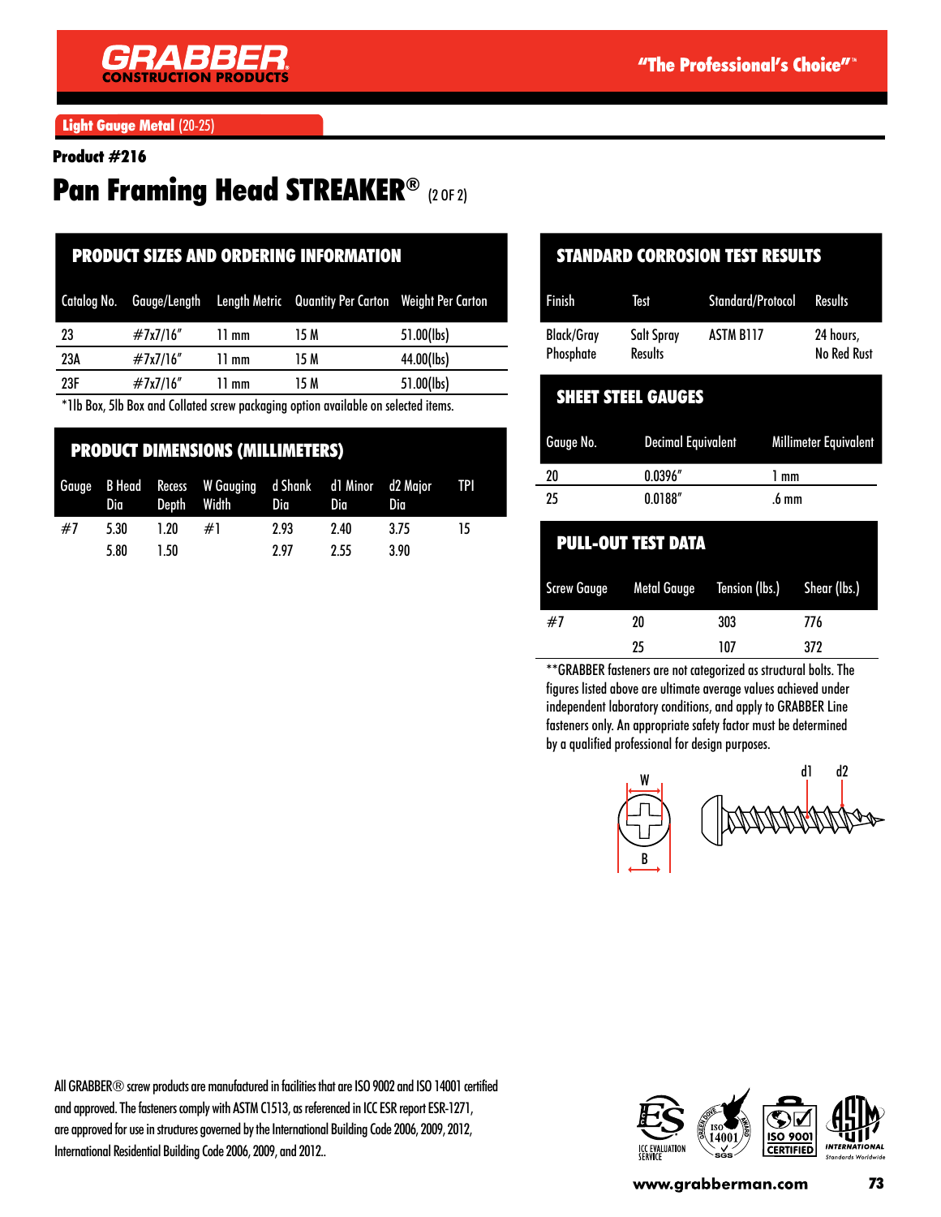**Light Gauge Metal** (20-25)

**Product #216**

# Pan Framing Head STREAKER® (2 OF 2)

## PRODUCT SIZES AND ORDERING INFORMATION

| Catalog No. | Gauge/Length | Length Metric | Quantity Per Carton | Weight Per Carton |
|---|---|---|---|---|
| 23 | #7x7/16" | 11 mm | 15 M | 51.00(lbs) |
| 23A | #7x7/16" | 11 mm | 15 M | 44.00(lbs) |
| 23F | #7x7/16" | 11 mm | 15 M | 51.00(lbs) |

*1lb Box, 5lb Box and Collated screw packaging option available on selected items.

## PRODUCT DIMENSIONS (MILLIMETERS)

| Gauge | B Head Dia | Recess Depth | W Gauging Width | d Shank Dia | d1 Minor Dia | d2 Major Dia | TPI |
|---|---|---|---|---|---|---|---|
| #7 | 5.30 | 1.20 | #1 | 2.93 | 2.40 | 3.75 | 15 |
| | 5.80 | 1.50 | | 2.97 | 2.55 | 3.90 | |

## STANDARD CORROSION TEST RESULTS

| Finish | Test | Standard/Protocol | Results |
|---|---|---|---|
| Black/Gray Phosphate | Salt Spray Results | ASTM B117 | 24 hours, No Red Rust |

## SHEET STEEL GAUGES

| Gauge No. | Decimal Equivalent | Millimeter Equivalent |
|---|---|---|
| 20 | 0.0396" | 1 mm |
| 25 | 0.0188" | .6 mm |

## PULL-OUT TEST DATA

| Screw Gauge | Metal Gauge | Tension (lbs.) | Shear (lbs.) |
|---|---|---|---|
| #7 | 20 | 303 | 776 |
| | 25 | 107 | 372 |

**GRABBER fasteners are not categorized as structural bolts. The figures listed above are ultimate average values achieved under independent laboratory conditions, and apply to GRABBER Line fasteners only. An appropriate safety factor must be determined by a qualified professional for design purposes.

W

B

d1

d2

All GRABBER® screw products are manufactured in facilities that are ISO 9002 and ISO 14001 certified and approved. The fasteners comply with ASTM C1513, as referenced in ICC ESR report ESR-1271, are approved for use in structures governed by the International Building Code 2006, 2009, 2012, International Residential Building Code 2006, 2009, and 2012..

www.grabberman.com